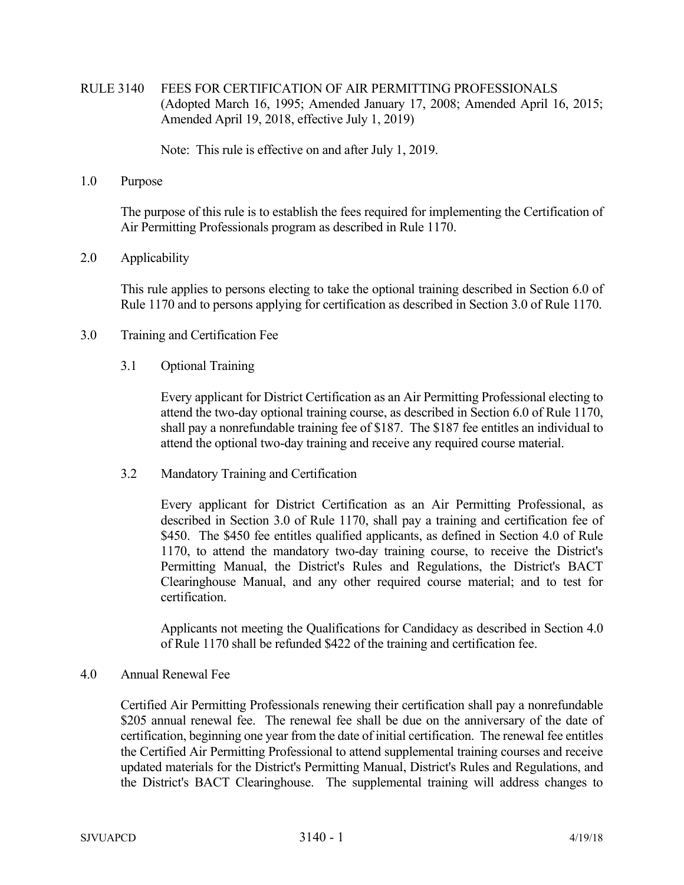# RULE 3140 FEES FOR CERTIFICATION OF AIR PERMITTING PROFESSIONALS

(Adopted March 16, 1995; Amended January 17, 2008; Amended April 16, 2015; Amended April 19, 2018, effective July 1, 2019)

Note: This rule is effective on and after July 1, 2019.

## 1.0 Purpose

The purpose of this rule is to establish the fees required for implementing the Certification of Air Permitting Professionals program as described in Rule 1170.

## 2.0 Applicability

This rule applies to persons electing to take the optional training described in Section 6.0 of Rule 1170 and to persons applying for certification as described in Section 3.0 of Rule 1170.

## 3.0 Training and Certification Fee

### 3.1 Optional Training

Every applicant for District Certification as an Air Permitting Professional electing to attend the two-day optional training course, as described in Section 6.0 of Rule 1170, shall pay a nonrefundable training fee of $187. The $187 fee entitles an individual to attend the optional two-day training and receive any required course material.

### 3.2 Mandatory Training and Certification

Every applicant for District Certification as an Air Permitting Professional, as described in Section 3.0 of Rule 1170, shall pay a training and certification fee of $450. The $450 fee entitles qualified applicants, as defined in Section 4.0 of Rule 1170, to attend the mandatory two-day training course, to receive the District's Permitting Manual, the District's Rules and Regulations, the District's BACT Clearinghouse Manual, and any other required course material; and to test for certification.

Applicants not meeting the Qualifications for Candidacy as described in Section 4.0 of Rule 1170 shall be refunded $422 of the training and certification fee.

## 4.0 Annual Renewal Fee

Certified Air Permitting Professionals renewing their certification shall pay a nonrefundable $205 annual renewal fee. The renewal fee shall be due on the anniversary of the date of certification, beginning one year from the date of initial certification. The renewal fee entitles the Certified Air Permitting Professional to attend supplemental training courses and receive updated materials for the District's Permitting Manual, District's Rules and Regulations, and the District's BACT Clearinghouse. The supplemental training will address changes to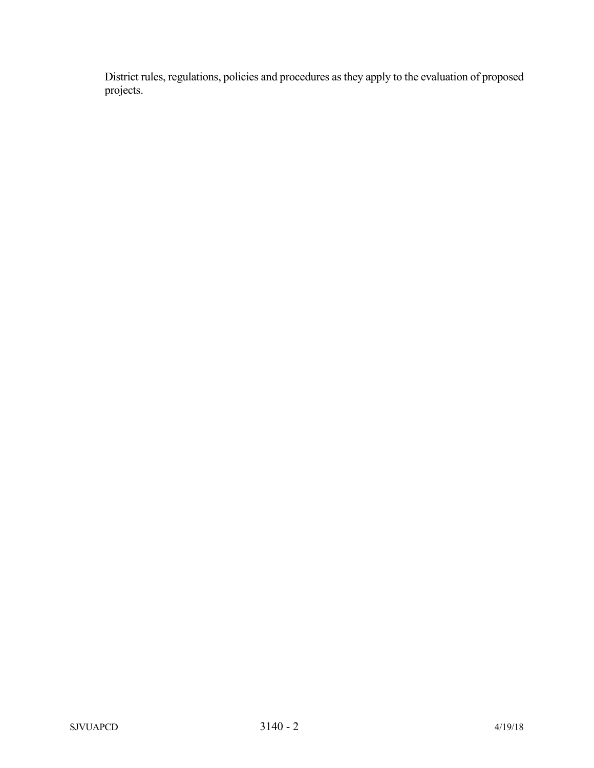District rules, regulations, policies and procedures as they apply to the evaluation of proposed projects.